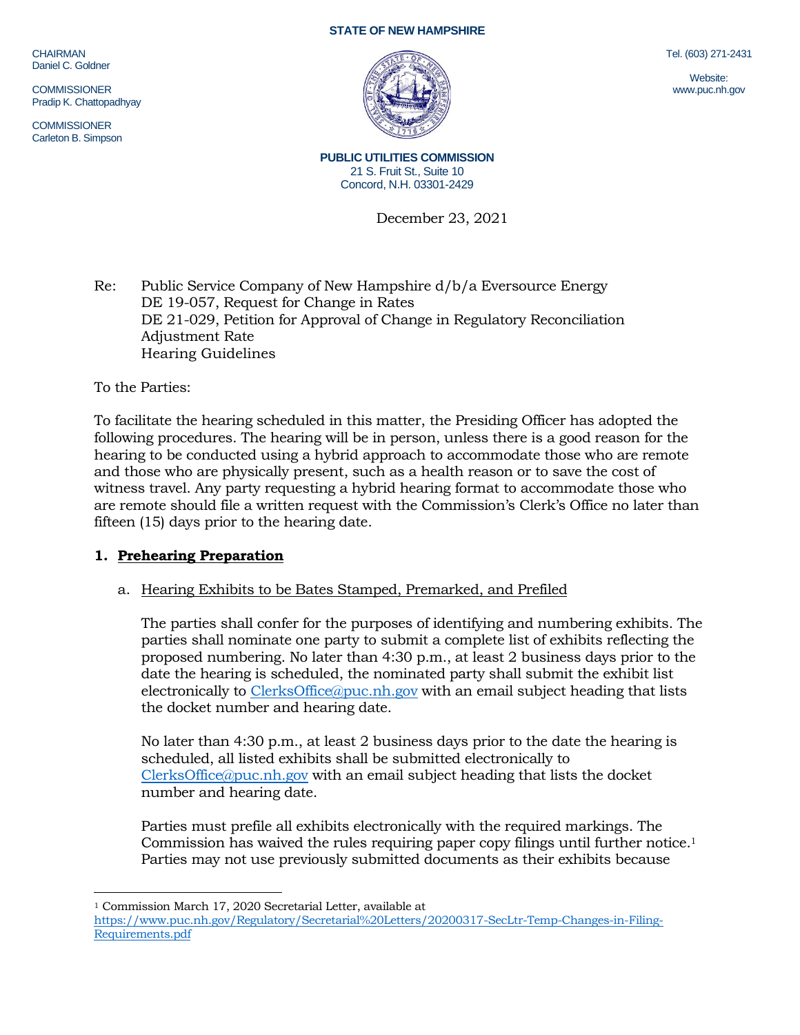STATE OF NEW HAMPSHIRE

CHAIRMAN
Daniel C. Goldner

COMMISSIONER
Pradip K. Chattopadhyay

COMMISSIONER
Carleton B. Simpson

Tel. (603) 271-2431

Website:
www.puc.nh.gov

**PUBLIC UTILITIES COMMISSION**
21 S. Fruit St., Suite 10
Concord, N.H. 03301-2429

December 23, 2021

Re: Public Service Company of New Hampshire d/b/a Eversource Energy
DE 19-057, Request for Change in Rates
DE 21-029, Petition for Approval of Change in Regulatory Reconciliation Adjustment Rate
Hearing Guidelines

To the Parties:

To facilitate the hearing scheduled in this matter, the Presiding Officer has adopted the following procedures. The hearing will be in person, unless there is a good reason for the hearing to be conducted using a hybrid approach to accommodate those who are remote and those who are physically present, such as a health reason or to save the cost of witness travel. Any party requesting a hybrid hearing format to accommodate those who are remote should file a written request with the Commission's Clerk's Office no later than fifteen (15) days prior to the hearing date.

## 1. Prehearing Preparation

### a. Hearing Exhibits to be Bates Stamped, Premarked, and Prefiled

The parties shall confer for the purposes of identifying and numbering exhibits. The parties shall nominate one party to submit a complete list of exhibits reflecting the proposed numbering. No later than 4:30 p.m., at least 2 business days prior to the date the hearing is scheduled, the nominated party shall submit the exhibit list electronically to ClerksOffice@puc.nh.gov with an email subject heading that lists the docket number and hearing date.

No later than 4:30 p.m., at least 2 business days prior to the date the hearing is scheduled, all listed exhibits shall be submitted electronically to ClerksOffice@puc.nh.gov with an email subject heading that lists the docket number and hearing date.

Parties must prefile all exhibits electronically with the required markings. The Commission has waived the rules requiring paper copy filings until further notice.[1] Parties may not use previously submitted documents as their exhibits because

[1] Commission March 17, 2020 Secretarial Letter, available at https://www.puc.nh.gov/Regulatory/Secretarial%20Letters/20200317-SecLtr-Temp-Changes-in-Filing-Requirements.pdf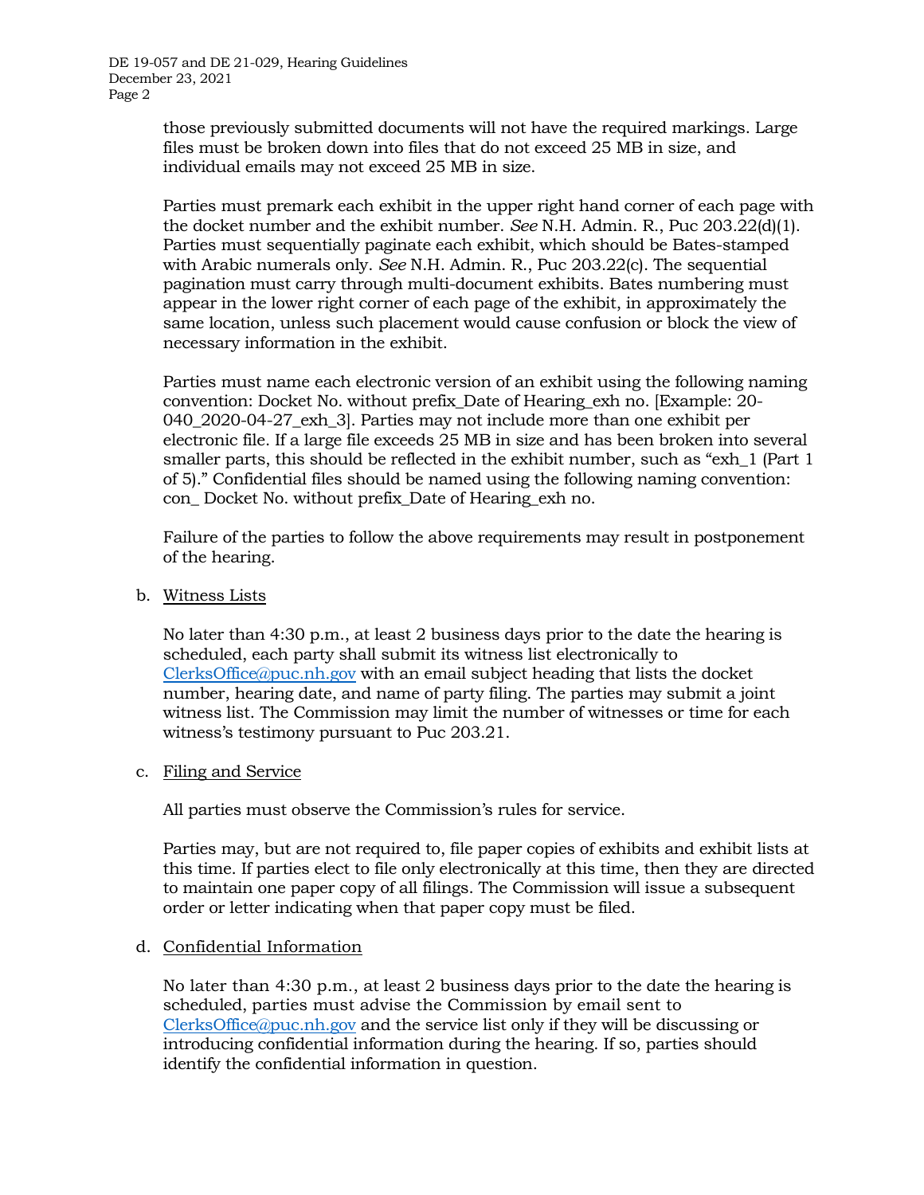those previously submitted documents will not have the required markings. Large files must be broken down into files that do not exceed 25 MB in size, and individual emails may not exceed 25 MB in size.

Parties must premark each exhibit in the upper right hand corner of each page with the docket number and the exhibit number. *See* N.H. Admin. R., Puc 203.22(d)(1). Parties must sequentially paginate each exhibit, which should be Bates-stamped with Arabic numerals only. *See* N.H. Admin. R., Puc 203.22(c). The sequential pagination must carry through multi-document exhibits. Bates numbering must appear in the lower right corner of each page of the exhibit, in approximately the same location, unless such placement would cause confusion or block the view of necessary information in the exhibit.

Parties must name each electronic version of an exhibit using the following naming convention: Docket No. without prefix_Date of Hearing_exh no. [Example: 20-040_2020-04-27_exh_3]. Parties may not include more than one exhibit per electronic file. If a large file exceeds 25 MB in size and has been broken into several smaller parts, this should be reflected in the exhibit number, such as "exh_1 (Part 1 of 5)." Confidential files should be named using the following naming convention: con_ Docket No. without prefix_Date of Hearing_exh no.

Failure of the parties to follow the above requirements may result in postponement of the hearing.

b. Witness Lists

No later than 4:30 p.m., at least 2 business days prior to the date the hearing is scheduled, each party shall submit its witness list electronically to ClerksOffice@puc.nh.gov with an email subject heading that lists the docket number, hearing date, and name of party filing. The parties may submit a joint witness list. The Commission may limit the number of witnesses or time for each witness's testimony pursuant to Puc 203.21.

c. Filing and Service

All parties must observe the Commission's rules for service.

Parties may, but are not required to, file paper copies of exhibits and exhibit lists at this time. If parties elect to file only electronically at this time, then they are directed to maintain one paper copy of all filings. The Commission will issue a subsequent order or letter indicating when that paper copy must be filed.

d. Confidential Information

No later than 4:30 p.m., at least 2 business days prior to the date the hearing is scheduled, parties must advise the Commission by email sent to ClerksOffice@puc.nh.gov and the service list only if they will be discussing or introducing confidential information during the hearing. If so, parties should identify the confidential information in question.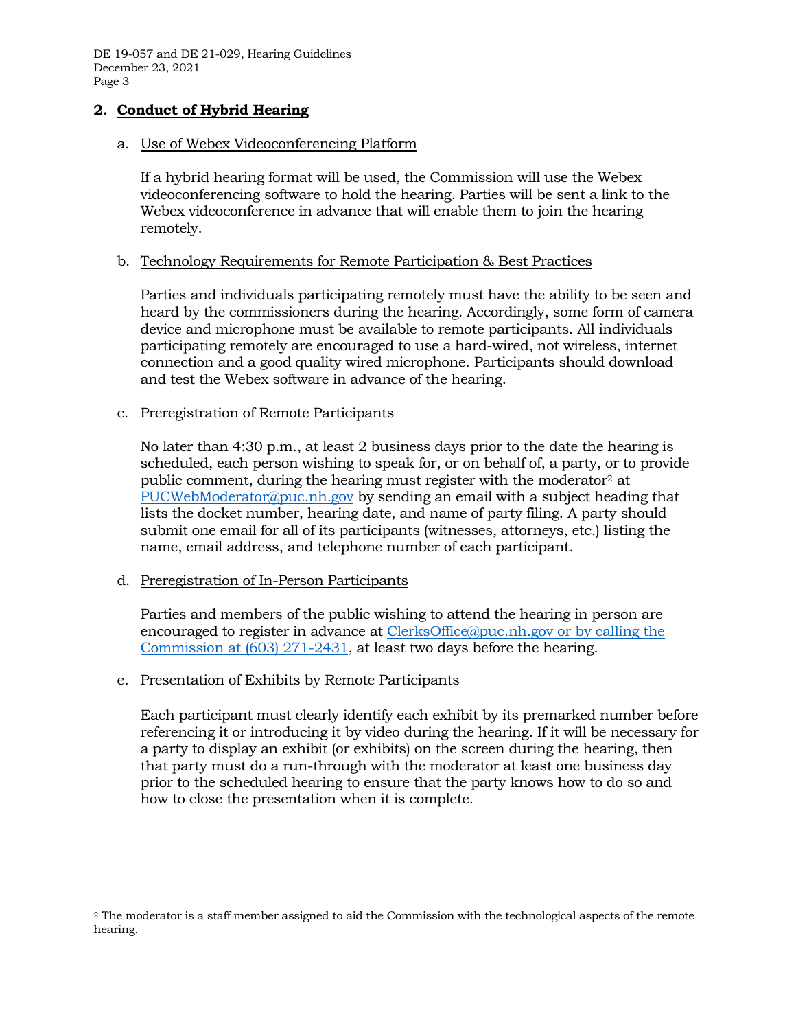## 2. **Conduct of Hybrid Hearing**

### a. Use of Webex Videoconferencing Platform

If a hybrid hearing format will be used, the Commission will use the Webex videoconferencing software to hold the hearing. Parties will be sent a link to the Webex videoconference in advance that will enable them to join the hearing remotely.

### b. Technology Requirements for Remote Participation & Best Practices

Parties and individuals participating remotely must have the ability to be seen and heard by the commissioners during the hearing. Accordingly, some form of camera device and microphone must be available to remote participants. All individuals participating remotely are encouraged to use a hard-wired, not wireless, internet connection and a good quality wired microphone. Participants should download and test the Webex software in advance of the hearing.

### c. Preregistration of Remote Participants

No later than 4:30 p.m., at least 2 business days prior to the date the hearing is scheduled, each person wishing to speak for, or on behalf of, a party, or to provide public comment, during the hearing must register with the moderator[2] at PUCWebModerator@puc.nh.gov by sending an email with a subject heading that lists the docket number, hearing date, and name of party filing. A party should submit one email for all of its participants (witnesses, attorneys, etc.) listing the name, email address, and telephone number of each participant.

### d. Preregistration of In-Person Participants

Parties and members of the public wishing to attend the hearing in person are encouraged to register in advance at ClerksOffice@puc.nh.gov or by calling the Commission at (603) 271-2431, at least two days before the hearing.

### e. Presentation of Exhibits by Remote Participants

Each participant must clearly identify each exhibit by its premarked number before referencing it or introducing it by video during the hearing. If it will be necessary for a party to display an exhibit (or exhibits) on the screen during the hearing, then that party must do a run-through with the moderator at least one business day prior to the scheduled hearing to ensure that the party knows how to do so and how to close the presentation when it is complete.

---

[2] The moderator is a staff member assigned to aid the Commission with the technological aspects of the remote hearing.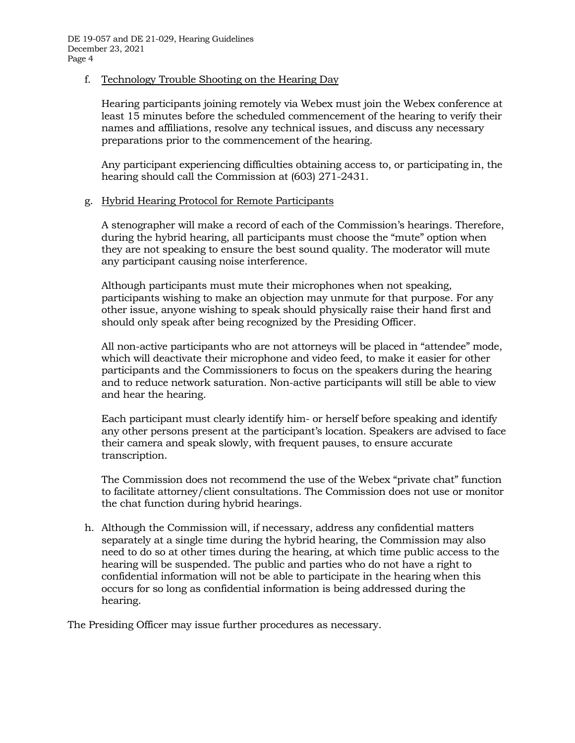f. <u>Technology Trouble Shooting on the Hearing Day</u>

   Hearing participants joining remotely via Webex must join the Webex conference at least 15 minutes before the scheduled commencement of the hearing to verify their names and affiliations, resolve any technical issues, and discuss any necessary preparations prior to the commencement of the hearing.

   Any participant experiencing difficulties obtaining access to, or participating in, the hearing should call the Commission at (603) 271-2431.

g. <u>Hybrid Hearing Protocol for Remote Participants</u>

   A stenographer will make a record of each of the Commission's hearings. Therefore, during the hybrid hearing, all participants must choose the "mute" option when they are not speaking to ensure the best sound quality. The moderator will mute any participant causing noise interference.

   Although participants must mute their microphones when not speaking, participants wishing to make an objection may unmute for that purpose. For any other issue, anyone wishing to speak should physically raise their hand first and should only speak after being recognized by the Presiding Officer.

   All non-active participants who are not attorneys will be placed in "attendee" mode, which will deactivate their microphone and video feed, to make it easier for other participants and the Commissioners to focus on the speakers during the hearing and to reduce network saturation. Non-active participants will still be able to view and hear the hearing.

   Each participant must clearly identify him- or herself before speaking and identify any other persons present at the participant's location. Speakers are advised to face their camera and speak slowly, with frequent pauses, to ensure accurate transcription.

   The Commission does not recommend the use of the Webex "private chat" function to facilitate attorney/client consultations. The Commission does not use or monitor the chat function during hybrid hearings.

h. Although the Commission will, if necessary, address any confidential matters separately at a single time during the hybrid hearing, the Commission may also need to do so at other times during the hearing, at which time public access to the hearing will be suspended. The public and parties who do not have a right to confidential information will not be able to participate in the hearing when this occurs for so long as confidential information is being addressed during the hearing.

The Presiding Officer may issue further procedures as necessary.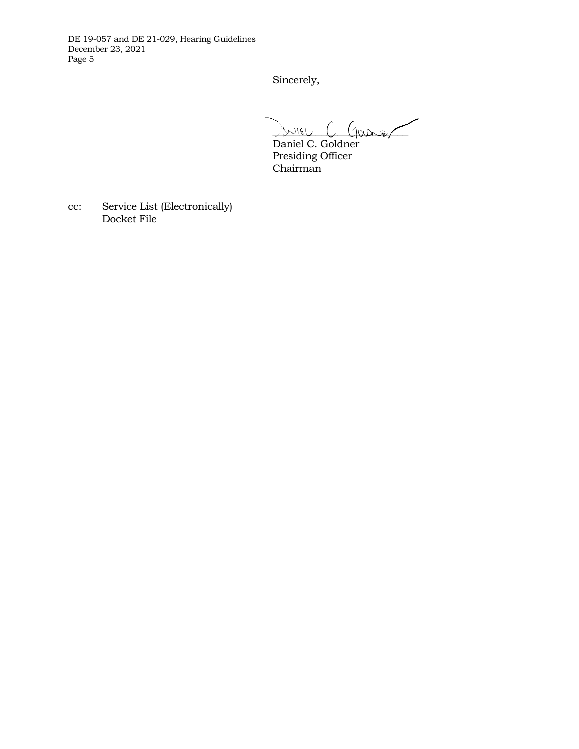Sincerely,

Daniel C. Goldner
Presiding Officer
Chairman

cc: Service List (Electronically)
Docket File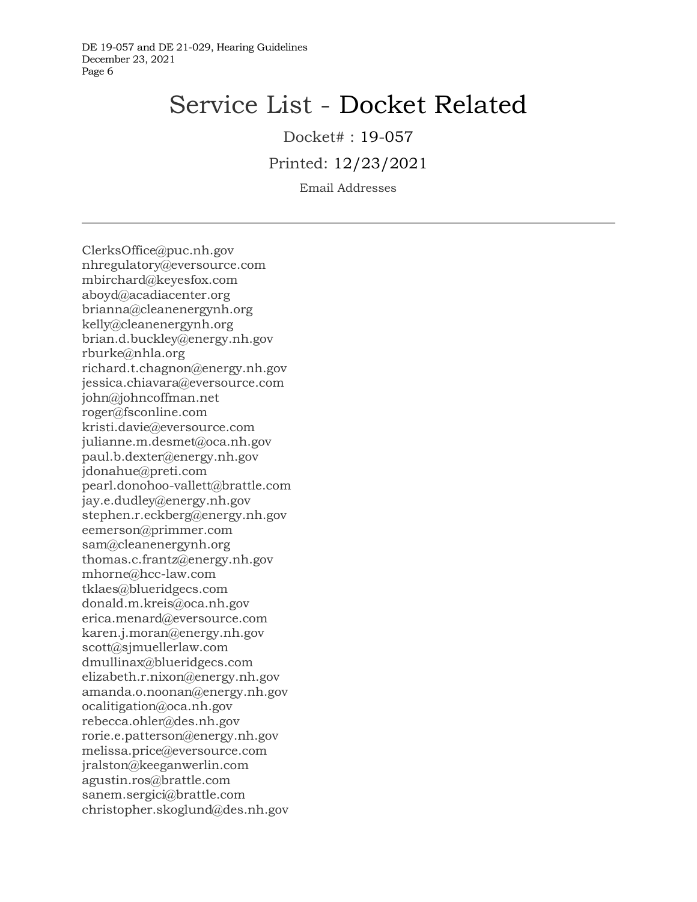# Service List - Docket Related

Docket# : 19-057

Printed: 12/23/2021

Email Addresses

---

ClerksOffice@puc.nh.gov
nhregulatory@eversource.com
mbirchard@keyesfox.com
aboyd@acadiacenter.org
brianna@cleanenergynh.org
kelly@cleanenergynh.org
brian.d.buckley@energy.nh.gov
rburke@nhla.org
richard.t.chagnon@energy.nh.gov
jessica.chiavara@eversource.com
john@johncoffman.net
roger@fsconline.com
kristi.davie@eversource.com
julianne.m.desmet@oca.nh.gov
paul.b.dexter@energy.nh.gov
jdonahue@preti.com
pearl.donohoo-vallett@brattle.com
jay.e.dudley@energy.nh.gov
stephen.r.eckberg@energy.nh.gov
eemerson@primmer.com
sam@cleanenergynh.org
thomas.c.frantz@energy.nh.gov
mhorne@hcc-law.com
tklaes@blueridgecs.com
donald.m.kreis@oca.nh.gov
erica.menard@eversource.com
karen.j.moran@energy.nh.gov
scott@sjmuellerlaw.com
dmullinax@blueridgecs.com
elizabeth.r.nixon@energy.nh.gov
amanda.o.noonan@energy.nh.gov
ocalitigation@oca.nh.gov
rebecca.ohler@des.nh.gov
rorie.e.patterson@energy.nh.gov
melissa.price@eversource.com
jralston@keeganwerlin.com
agustin.ros@brattle.com
sanem.sergici@brattle.com
christopher.skoglund@des.nh.gov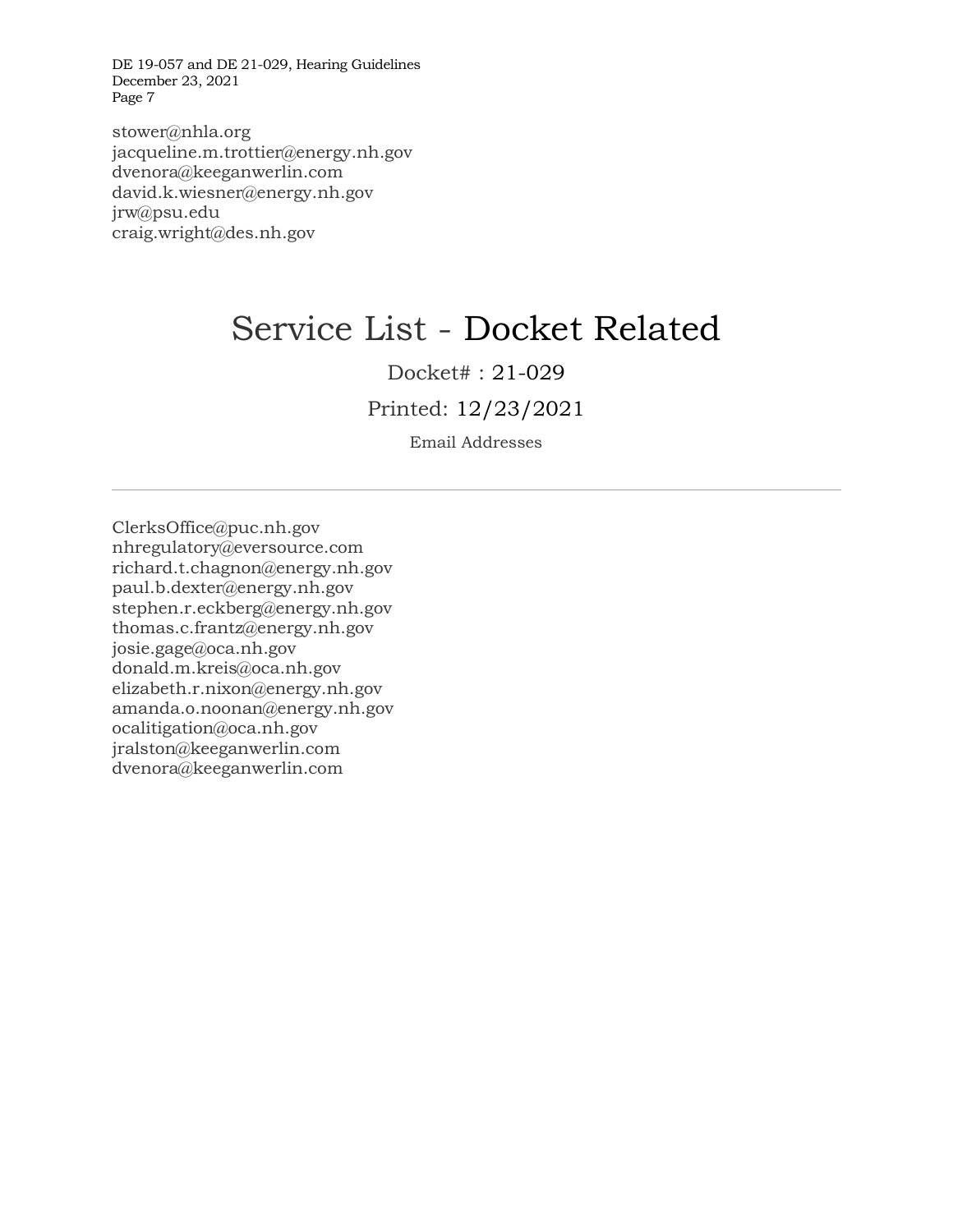stower@nhla.org
jacqueline.m.trottier@energy.nh.gov
dvenora@keeganwerlin.com
david.k.wiesner@energy.nh.gov
jrw@psu.edu
craig.wright@des.nh.gov

# Service List - Docket Related

Docket# : 21-029

Printed: 12/23/2021

Email Addresses

---

ClerksOffice@puc.nh.gov
nhregulatory@eversource.com
richard.t.chagnon@energy.nh.gov
paul.b.dexter@energy.nh.gov
stephen.r.eckberg@energy.nh.gov
thomas.c.frantz@energy.nh.gov
josie.gage@oca.nh.gov
donald.m.kreis@oca.nh.gov
elizabeth.r.nixon@energy.nh.gov
amanda.o.noonan@energy.nh.gov
ocalitigation@oca.nh.gov
jralston@keeganwerlin.com
dvenora@keeganwerlin.com